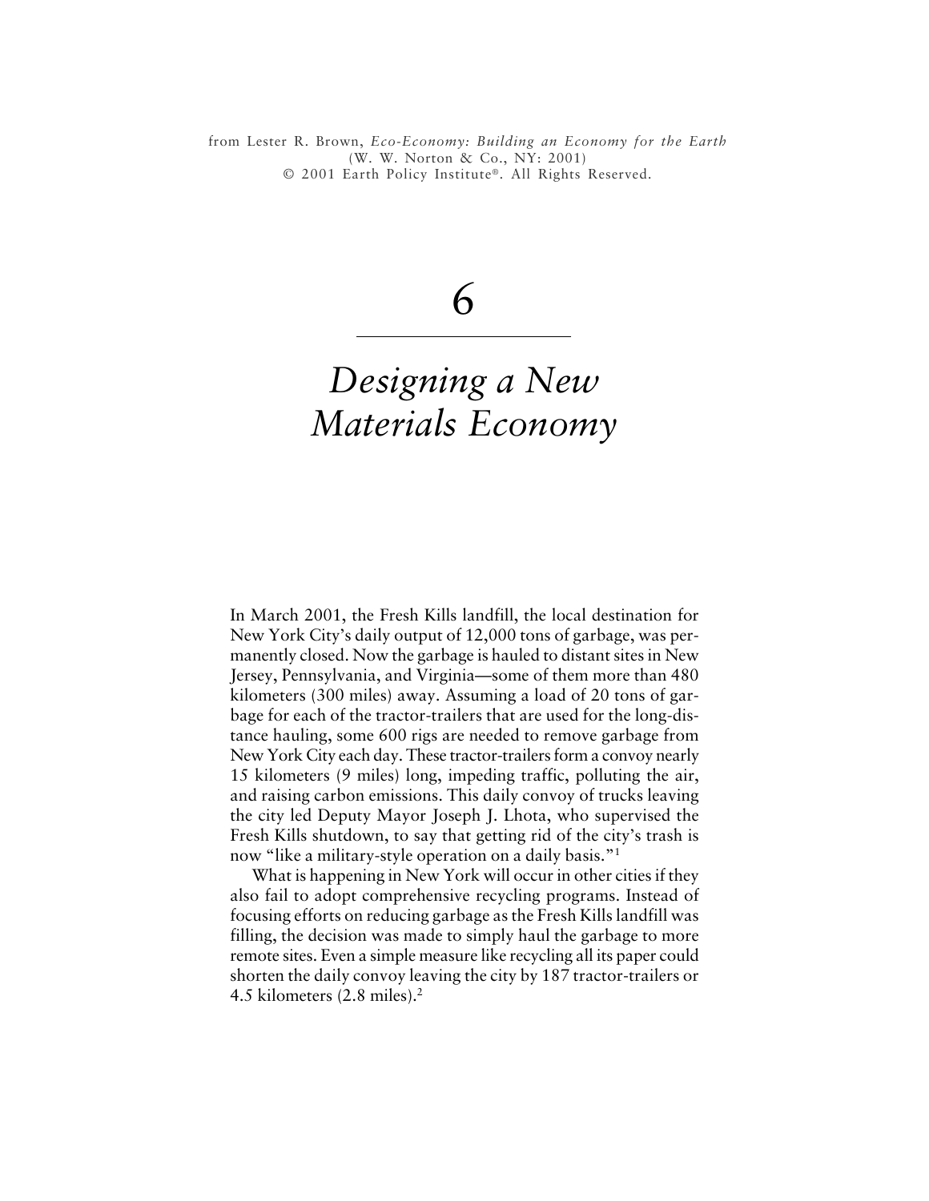from Lester R. Brown, *Eco-Economy: Building an Economy for the Earth*
(W. W. Norton & Co., NY: 2001)
© 2001 Earth Policy Institute®. All Rights Reserved.

# 6

# *Designing a New Materials Economy*

In March 2001, the Fresh Kills landfill, the local destination for New York City's daily output of 12,000 tons of garbage, was permanently closed. Now the garbage is hauled to distant sites in New Jersey, Pennsylvania, and Virginia—some of them more than 480 kilometers (300 miles) away. Assuming a load of 20 tons of garbage for each of the tractor-trailers that are used for the long-distance hauling, some 600 rigs are needed to remove garbage from New York City each day. These tractor-trailers form a convoy nearly 15 kilometers (9 miles) long, impeding traffic, polluting the air, and raising carbon emissions. This daily convoy of trucks leaving the city led Deputy Mayor Joseph J. Lhota, who supervised the Fresh Kills shutdown, to say that getting rid of the city's trash is now "like a military-style operation on a daily basis."[1]

What is happening in New York will occur in other cities if they also fail to adopt comprehensive recycling programs. Instead of focusing efforts on reducing garbage as the Fresh Kills landfill was filling, the decision was made to simply haul the garbage to more remote sites. Even a simple measure like recycling all its paper could shorten the daily convoy leaving the city by 187 tractor-trailers or 4.5 kilometers (2.8 miles).[2]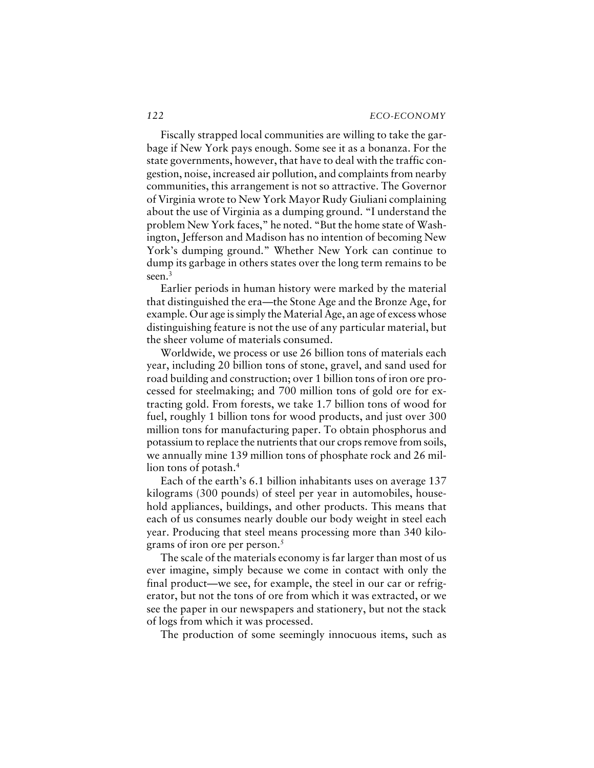Fiscally strapped local communities are willing to take the garbage if New York pays enough. Some see it as a bonanza. For the state governments, however, that have to deal with the traffic congestion, noise, increased air pollution, and complaints from nearby communities, this arrangement is not so attractive. The Governor of Virginia wrote to New York Mayor Rudy Giuliani complaining about the use of Virginia as a dumping ground. "I understand the problem New York faces," he noted. "But the home state of Washington, Jefferson and Madison has no intention of becoming New York's dumping ground." Whether New York can continue to dump its garbage in others states over the long term remains to be seen.[3]

Earlier periods in human history were marked by the material that distinguished the era—the Stone Age and the Bronze Age, for example. Our age is simply the Material Age, an age of excess whose distinguishing feature is not the use of any particular material, but the sheer volume of materials consumed.

Worldwide, we process or use 26 billion tons of materials each year, including 20 billion tons of stone, gravel, and sand used for road building and construction; over 1 billion tons of iron ore processed for steelmaking; and 700 million tons of gold ore for extracting gold. From forests, we take 1.7 billion tons of wood for fuel, roughly 1 billion tons for wood products, and just over 300 million tons for manufacturing paper. To obtain phosphorus and potassium to replace the nutrients that our crops remove from soils, we annually mine 139 million tons of phosphate rock and 26 million tons of potash.[4]

Each of the earth's 6.1 billion inhabitants uses on average 137 kilograms (300 pounds) of steel per year in automobiles, household appliances, buildings, and other products. This means that each of us consumes nearly double our body weight in steel each year. Producing that steel means processing more than 340 kilograms of iron ore per person.[5]

The scale of the materials economy is far larger than most of us ever imagine, simply because we come in contact with only the final product—we see, for example, the steel in our car or refrigerator, but not the tons of ore from which it was extracted, or we see the paper in our newspapers and stationery, but not the stack of logs from which it was processed.

The production of some seemingly innocuous items, such as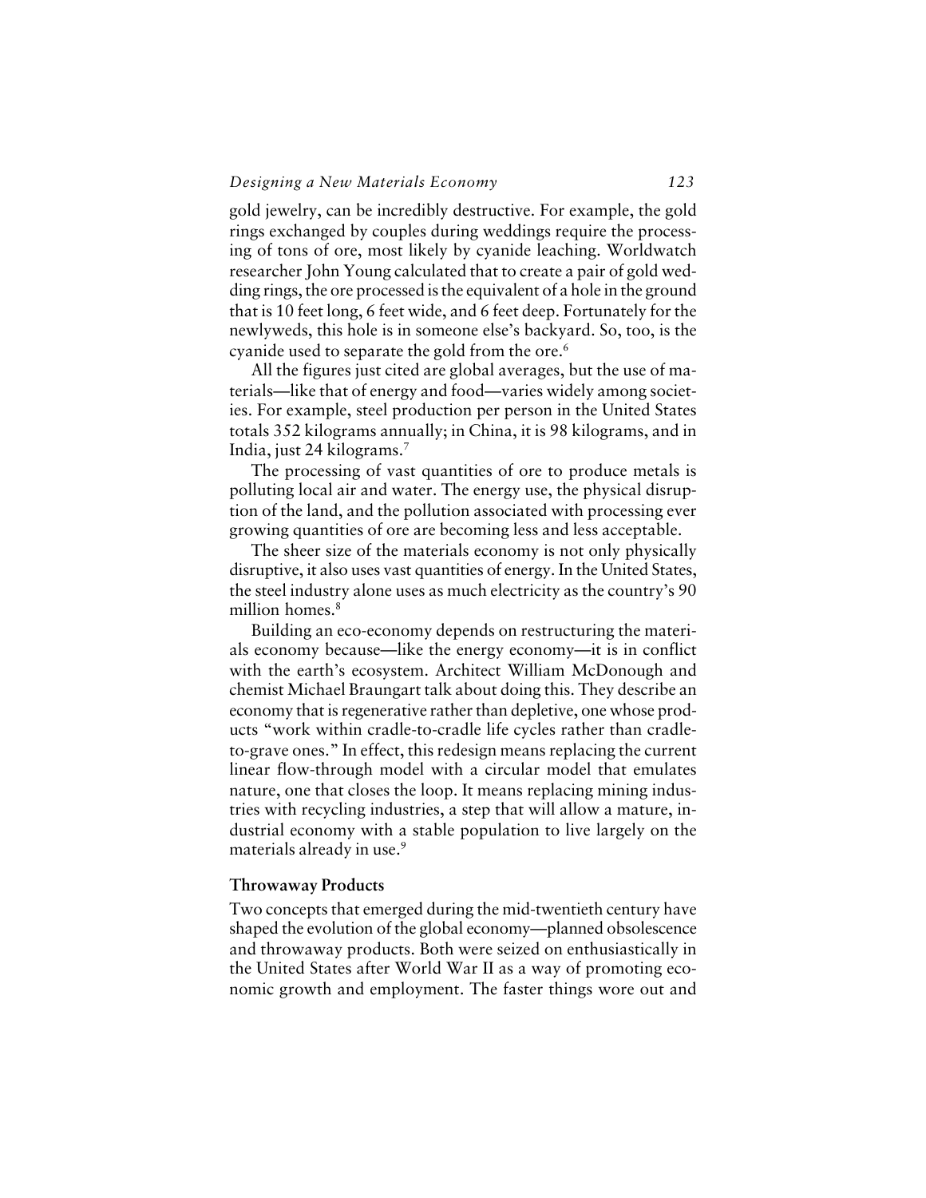gold jewelry, can be incredibly destructive. For example, the gold rings exchanged by couples during weddings require the processing of tons of ore, most likely by cyanide leaching. Worldwatch researcher John Young calculated that to create a pair of gold wedding rings, the ore processed is the equivalent of a hole in the ground that is 10 feet long, 6 feet wide, and 6 feet deep. Fortunately for the newlyweds, this hole is in someone else's backyard. So, too, is the cyanide used to separate the gold from the ore.[6]

All the figures just cited are global averages, but the use of materials—like that of energy and food—varies widely among societies. For example, steel production per person in the United States totals 352 kilograms annually; in China, it is 98 kilograms, and in India, just 24 kilograms.[7]

The processing of vast quantities of ore to produce metals is polluting local air and water. The energy use, the physical disruption of the land, and the pollution associated with processing ever growing quantities of ore are becoming less and less acceptable.

The sheer size of the materials economy is not only physically disruptive, it also uses vast quantities of energy. In the United States, the steel industry alone uses as much electricity as the country's 90 million homes.[8]

Building an eco-economy depends on restructuring the materials economy because—like the energy economy—it is in conflict with the earth's ecosystem. Architect William McDonough and chemist Michael Braungart talk about doing this. They describe an economy that is regenerative rather than depletive, one whose products "work within cradle-to-cradle life cycles rather than cradle-to-grave ones." In effect, this redesign means replacing the current linear flow-through model with a circular model that emulates nature, one that closes the loop. It means replacing mining industries with recycling industries, a step that will allow a mature, industrial economy with a stable population to live largely on the materials already in use.[9]

### Throwaway Products

Two concepts that emerged during the mid-twentieth century have shaped the evolution of the global economy—planned obsolescence and throwaway products. Both were seized on enthusiastically in the United States after World War II as a way of promoting economic growth and employment. The faster things wore out and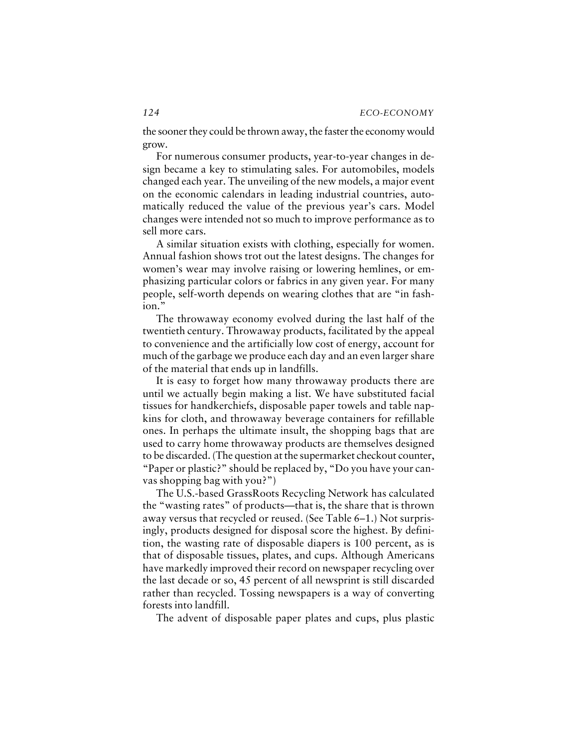the sooner they could be thrown away, the faster the economy would grow.

For numerous consumer products, year-to-year changes in design became a key to stimulating sales. For automobiles, models changed each year. The unveiling of the new models, a major event on the economic calendars in leading industrial countries, automatically reduced the value of the previous year's cars. Model changes were intended not so much to improve performance as to sell more cars.

A similar situation exists with clothing, especially for women. Annual fashion shows trot out the latest designs. The changes for women's wear may involve raising or lowering hemlines, or emphasizing particular colors or fabrics in any given year. For many people, self-worth depends on wearing clothes that are "in fashion."

The throwaway economy evolved during the last half of the twentieth century. Throwaway products, facilitated by the appeal to convenience and the artificially low cost of energy, account for much of the garbage we produce each day and an even larger share of the material that ends up in landfills.

It is easy to forget how many throwaway products there are until we actually begin making a list. We have substituted facial tissues for handkerchiefs, disposable paper towels and table napkins for cloth, and throwaway beverage containers for refillable ones. In perhaps the ultimate insult, the shopping bags that are used to carry home throwaway products are themselves designed to be discarded. (The question at the supermarket checkout counter, "Paper or plastic?" should be replaced by, "Do you have your canvas shopping bag with you?")

The U.S.-based GrassRoots Recycling Network has calculated the "wasting rates" of products—that is, the share that is thrown away versus that recycled or reused. (See Table 6–1.) Not surprisingly, products designed for disposal score the highest. By definition, the wasting rate of disposable diapers is 100 percent, as is that of disposable tissues, plates, and cups. Although Americans have markedly improved their record on newspaper recycling over the last decade or so, 45 percent of all newsprint is still discarded rather than recycled. Tossing newspapers is a way of converting forests into landfill.

The advent of disposable paper plates and cups, plus plastic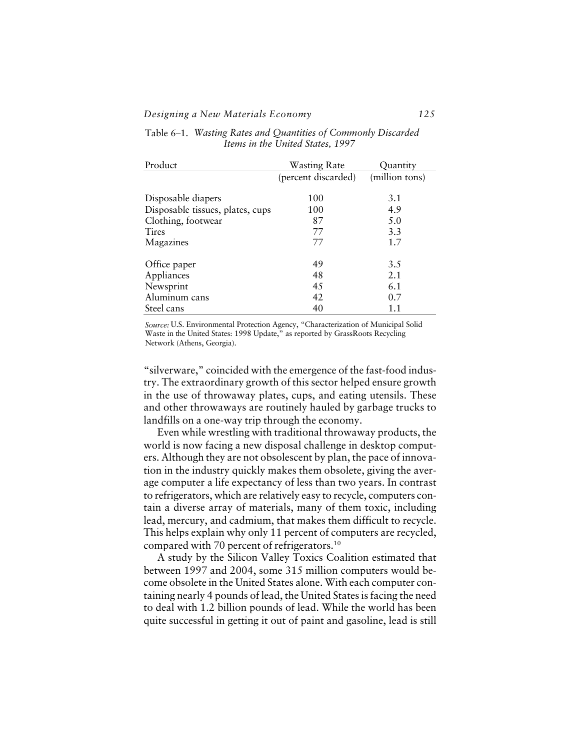Table 6–1. *Wasting Rates and Quantities of Commonly Discarded Items in the United States, 1997*

| Product | Wasting Rate | Quantity |
|---|---|---|
| | (percent discarded) | (million tons) |
| Disposable diapers | 100 | 3.1 |
| Disposable tissues, plates, cups | 100 | 4.9 |
| Clothing, footwear | 87 | 5.0 |
| Tires | 77 | 3.3 |
| Magazines | 77 | 1.7 |
| Office paper | 49 | 3.5 |
| Appliances | 48 | 2.1 |
| Newsprint | 45 | 6.1 |
| Aluminum cans | 42 | 0.7 |
| Steel cans | 40 | 1.1 |

*Source:* U.S. Environmental Protection Agency, "Characterization of Municipal Solid Waste in the United States: 1998 Update," as reported by GrassRoots Recycling Network (Athens, Georgia).

"silverware," coincided with the emergence of the fast-food industry. The extraordinary growth of this sector helped ensure growth in the use of throwaway plates, cups, and eating utensils. These and other throwaways are routinely hauled by garbage trucks to landfills on a one-way trip through the economy.

Even while wrestling with traditional throwaway products, the world is now facing a new disposal challenge in desktop computers. Although they are not obsolescent by plan, the pace of innovation in the industry quickly makes them obsolete, giving the average computer a life expectancy of less than two years. In contrast to refrigerators, which are relatively easy to recycle, computers contain a diverse array of materials, many of them toxic, including lead, mercury, and cadmium, that makes them difficult to recycle. This helps explain why only 11 percent of computers are recycled, compared with 70 percent of refrigerators.[10]

A study by the Silicon Valley Toxics Coalition estimated that between 1997 and 2004, some 315 million computers would become obsolete in the United States alone. With each computer containing nearly 4 pounds of lead, the United States is facing the need to deal with 1.2 billion pounds of lead. While the world has been quite successful in getting it out of paint and gasoline, lead is still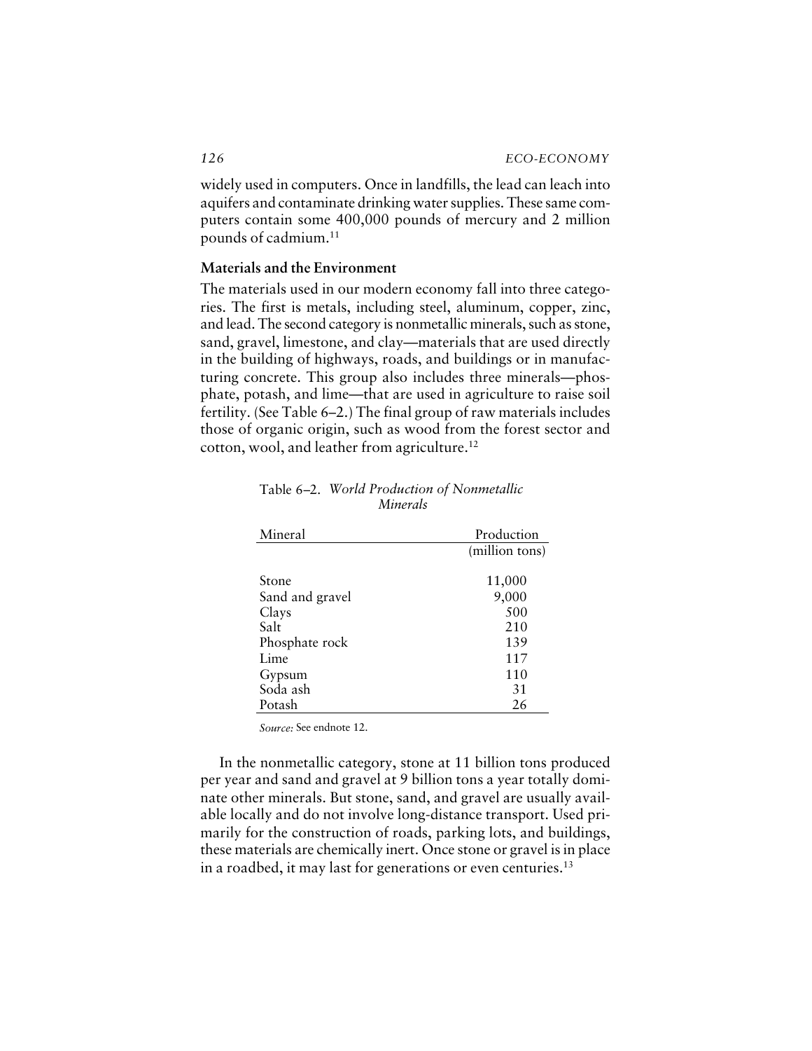widely used in computers. Once in landfills, the lead can leach into aquifers and contaminate drinking water supplies. These same computers contain some 400,000 pounds of mercury and 2 million pounds of cadmium.[11]

## Materials and the Environment

The materials used in our modern economy fall into three categories. The first is metals, including steel, aluminum, copper, zinc, and lead. The second category is nonmetallic minerals, such as stone, sand, gravel, limestone, and clay—materials that are used directly in the building of highways, roads, and buildings or in manufacturing concrete. This group also includes three minerals—phosphate, potash, and lime—that are used in agriculture to raise soil fertility. (See Table 6–2.) The final group of raw materials includes those of organic origin, such as wood from the forest sector and cotton, wool, and leather from agriculture.[12]

Table 6–2. *World Production of Nonmetallic Minerals*

| Mineral | Production |
|---|---|
| | (million tons) |
| Stone | 11,000 |
| Sand and gravel | 9,000 |
| Clays | 500 |
| Salt | 210 |
| Phosphate rock | 139 |
| Lime | 117 |
| Gypsum | 110 |
| Soda ash | 31 |
| Potash | 26 |

*Source:* See endnote 12.

In the nonmetallic category, stone at 11 billion tons produced per year and sand and gravel at 9 billion tons a year totally dominate other minerals. But stone, sand, and gravel are usually available locally and do not involve long-distance transport. Used primarily for the construction of roads, parking lots, and buildings, these materials are chemically inert. Once stone or gravel is in place in a roadbed, it may last for generations or even centuries.[13]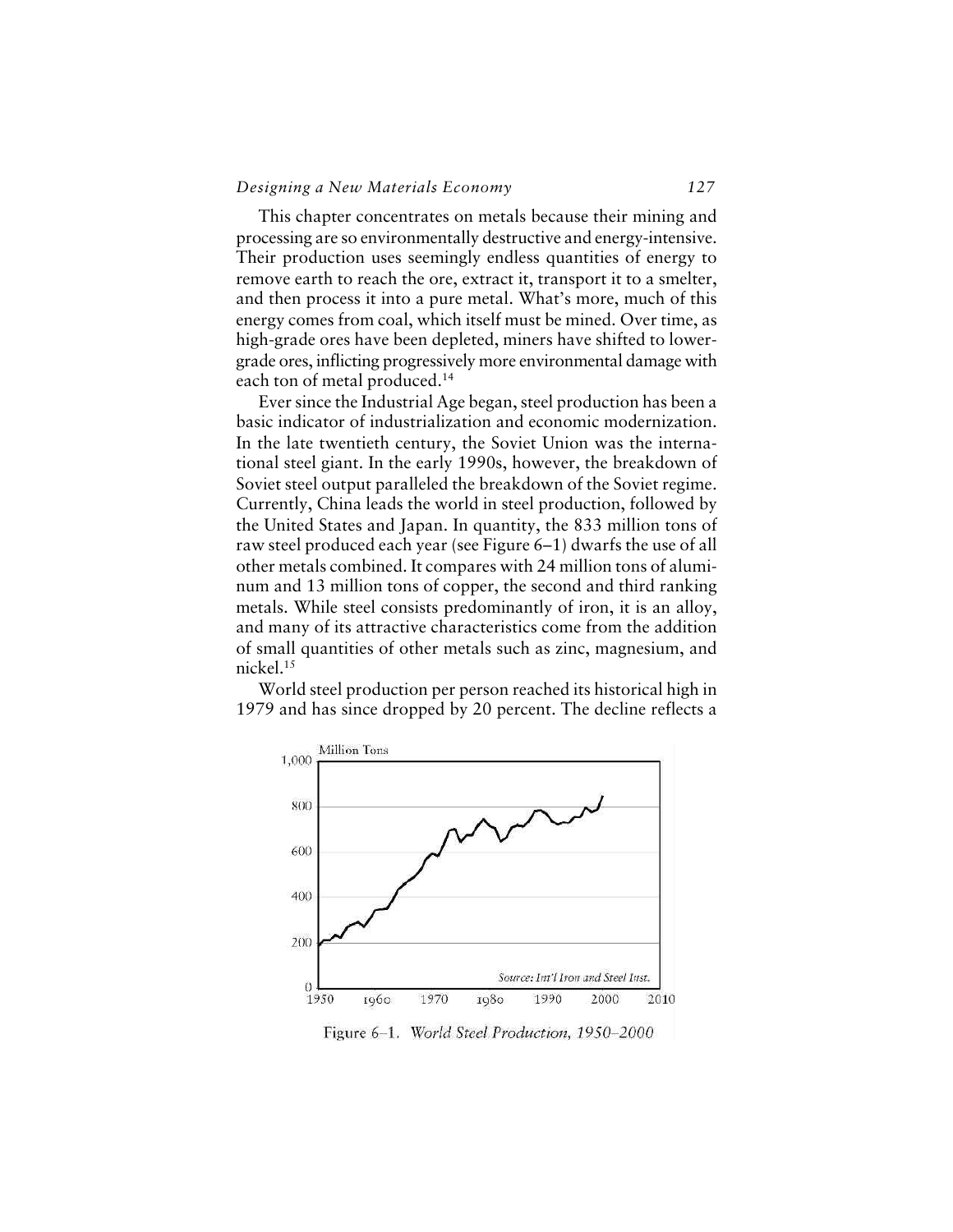This chapter concentrates on metals because their mining and processing are so environmentally destructive and energy-intensive. Their production uses seemingly endless quantities of energy to remove earth to reach the ore, extract it, transport it to a smelter, and then process it into a pure metal. What's more, much of this energy comes from coal, which itself must be mined. Over time, as high-grade ores have been depleted, miners have shifted to lower-grade ores, inflicting progressively more environmental damage with each ton of metal produced.[14]

Ever since the Industrial Age began, steel production has been a basic indicator of industrialization and economic modernization. In the late twentieth century, the Soviet Union was the international steel giant. In the early 1990s, however, the breakdown of Soviet steel output paralleled the breakdown of the Soviet regime. Currently, China leads the world in steel production, followed by the United States and Japan. In quantity, the 833 million tons of raw steel produced each year (see Figure 6–1) dwarfs the use of all other metals combined. It compares with 24 million tons of aluminum and 13 million tons of copper, the second and third ranking metals. While steel consists predominantly of iron, it is an alloy, and many of its attractive characteristics come from the addition of small quantities of other metals such as zinc, magnesium, and nickel.[15]

World steel production per person reached its historical high in 1979 and has since dropped by 20 percent. The decline reflects a

Figure 6–1. *World Steel Production, 1950–2000*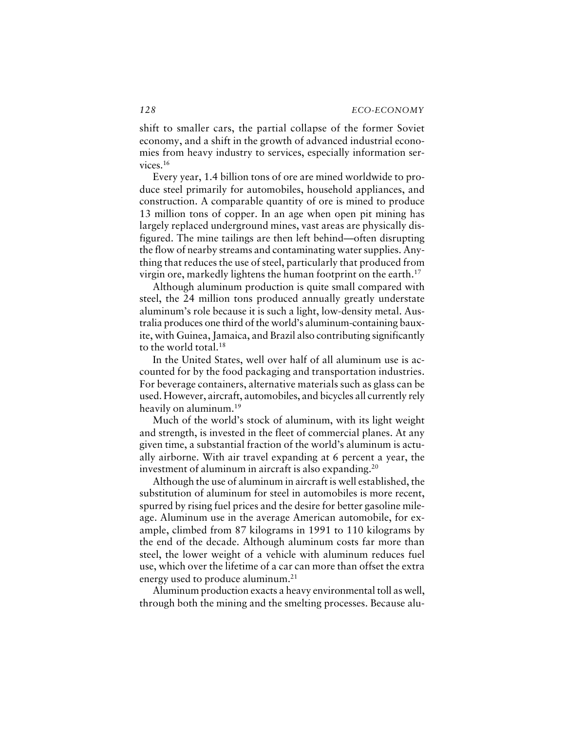shift to smaller cars, the partial collapse of the former Soviet economy, and a shift in the growth of advanced industrial economies from heavy industry to services, especially information services.[16]

Every year, 1.4 billion tons of ore are mined worldwide to produce steel primarily for automobiles, household appliances, and construction. A comparable quantity of ore is mined to produce 13 million tons of copper. In an age when open pit mining has largely replaced underground mines, vast areas are physically disfigured. The mine tailings are then left behind—often disrupting the flow of nearby streams and contaminating water supplies. Anything that reduces the use of steel, particularly that produced from virgin ore, markedly lightens the human footprint on the earth.[17]

Although aluminum production is quite small compared with steel, the 24 million tons produced annually greatly understate aluminum's role because it is such a light, low-density metal. Australia produces one third of the world's aluminum-containing bauxite, with Guinea, Jamaica, and Brazil also contributing significantly to the world total.[18]

In the United States, well over half of all aluminum use is accounted for by the food packaging and transportation industries. For beverage containers, alternative materials such as glass can be used. However, aircraft, automobiles, and bicycles all currently rely heavily on aluminum.[19]

Much of the world's stock of aluminum, with its light weight and strength, is invested in the fleet of commercial planes. At any given time, a substantial fraction of the world's aluminum is actually airborne. With air travel expanding at 6 percent a year, the investment of aluminum in aircraft is also expanding.[20]

Although the use of aluminum in aircraft is well established, the substitution of aluminum for steel in automobiles is more recent, spurred by rising fuel prices and the desire for better gasoline mileage. Aluminum use in the average American automobile, for example, climbed from 87 kilograms in 1991 to 110 kilograms by the end of the decade. Although aluminum costs far more than steel, the lower weight of a vehicle with aluminum reduces fuel use, which over the lifetime of a car can more than offset the extra energy used to produce aluminum.[21]

Aluminum production exacts a heavy environmental toll as well, through both the mining and the smelting processes. Because alu-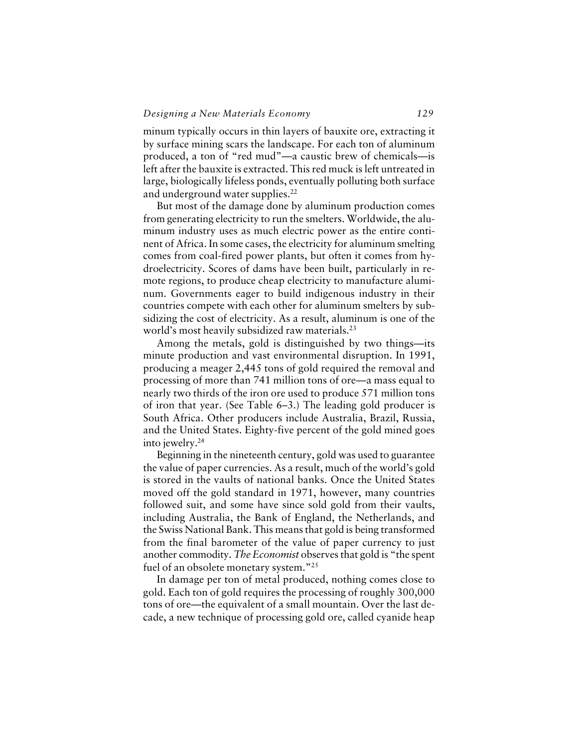minum typically occurs in thin layers of bauxite ore, extracting it by surface mining scars the landscape. For each ton of aluminum produced, a ton of "red mud"—a caustic brew of chemicals—is left after the bauxite is extracted. This red muck is left untreated in large, biologically lifeless ponds, eventually polluting both surface and underground water supplies.[22]

But most of the damage done by aluminum production comes from generating electricity to run the smelters. Worldwide, the aluminum industry uses as much electric power as the entire continent of Africa. In some cases, the electricity for aluminum smelting comes from coal-fired power plants, but often it comes from hydroelectricity. Scores of dams have been built, particularly in remote regions, to produce cheap electricity to manufacture aluminum. Governments eager to build indigenous industry in their countries compete with each other for aluminum smelters by subsidizing the cost of electricity. As a result, aluminum is one of the world's most heavily subsidized raw materials.[23]

Among the metals, gold is distinguished by two things—its minute production and vast environmental disruption. In 1991, producing a meager 2,445 tons of gold required the removal and processing of more than 741 million tons of ore—a mass equal to nearly two thirds of the iron ore used to produce 571 million tons of iron that year. (See Table 6–3.) The leading gold producer is South Africa. Other producers include Australia, Brazil, Russia, and the United States. Eighty-five percent of the gold mined goes into jewelry.[24]

Beginning in the nineteenth century, gold was used to guarantee the value of paper currencies. As a result, much of the world's gold is stored in the vaults of national banks. Once the United States moved off the gold standard in 1971, however, many countries followed suit, and some have since sold gold from their vaults, including Australia, the Bank of England, the Netherlands, and the Swiss National Bank. This means that gold is being transformed from the final barometer of the value of paper currency to just another commodity. *The Economist* observes that gold is "the spent fuel of an obsolete monetary system."[25]

In damage per ton of metal produced, nothing comes close to gold. Each ton of gold requires the processing of roughly 300,000 tons of ore—the equivalent of a small mountain. Over the last decade, a new technique of processing gold ore, called cyanide heap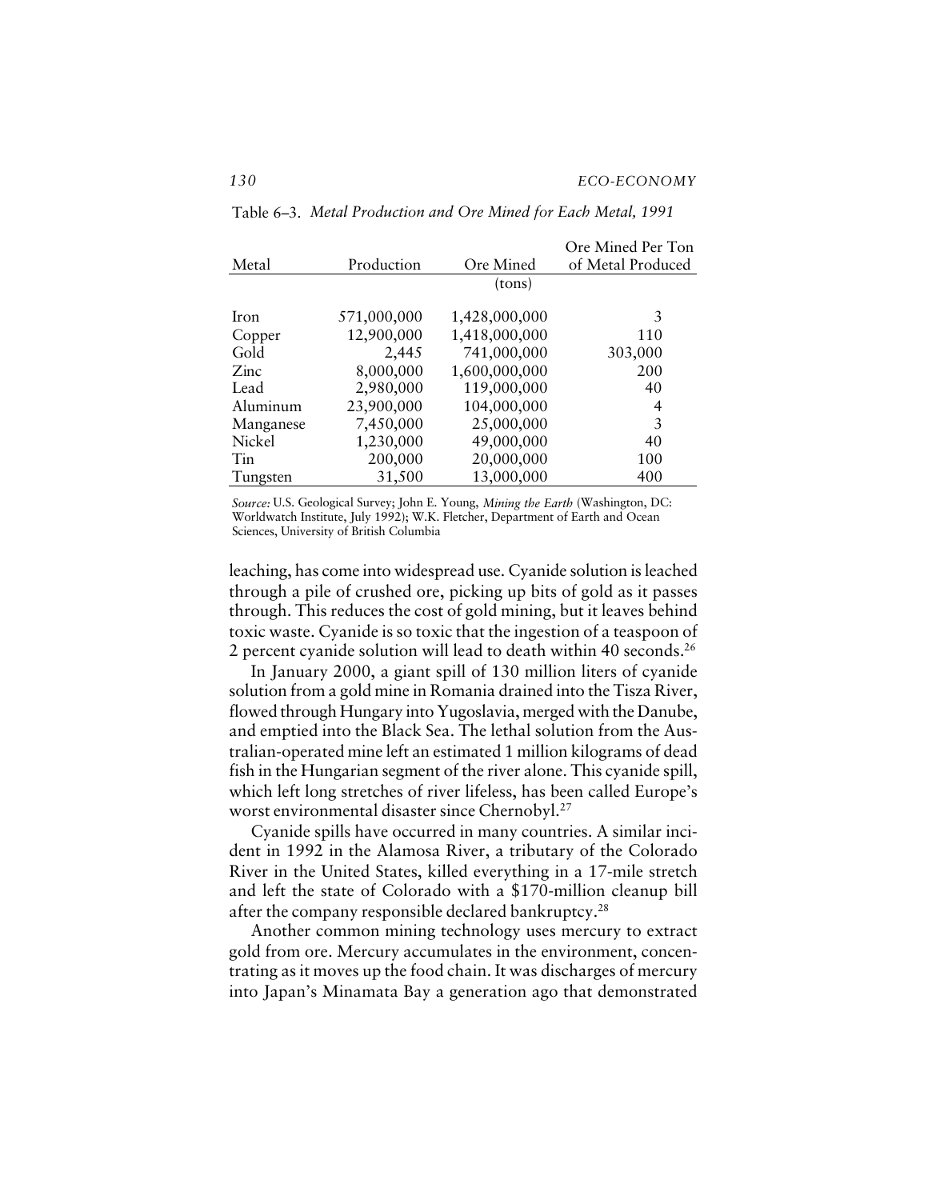Table 6–3. *Metal Production and Ore Mined for Each Metal, 1991*

| Metal | Production | Ore Mined | Ore Mined Per Ton of Metal Produced |
|---|---|---|---|
| | | (tons) | |
| Iron | 571,000,000 | 1,428,000,000 | 3 |
| Copper | 12,900,000 | 1,418,000,000 | 110 |
| Gold | 2,445 | 741,000,000 | 303,000 |
| Zinc | 8,000,000 | 1,600,000,000 | 200 |
| Lead | 2,980,000 | 119,000,000 | 40 |
| Aluminum | 23,900,000 | 104,000,000 | 4 |
| Manganese | 7,450,000 | 25,000,000 | 3 |
| Nickel | 1,230,000 | 49,000,000 | 40 |
| Tin | 200,000 | 20,000,000 | 100 |
| Tungsten | 31,500 | 13,000,000 | 400 |

*Source:* U.S. Geological Survey; John E. Young, *Mining the Earth* (Washington, DC: Worldwatch Institute, July 1992); W.K. Fletcher, Department of Earth and Ocean Sciences, University of British Columbia

leaching, has come into widespread use. Cyanide solution is leached through a pile of crushed ore, picking up bits of gold as it passes through. This reduces the cost of gold mining, but it leaves behind toxic waste. Cyanide is so toxic that the ingestion of a teaspoon of 2 percent cyanide solution will lead to death within 40 seconds.[26]

In January 2000, a giant spill of 130 million liters of cyanide solution from a gold mine in Romania drained into the Tisza River, flowed through Hungary into Yugoslavia, merged with the Danube, and emptied into the Black Sea. The lethal solution from the Australian-operated mine left an estimated 1 million kilograms of dead fish in the Hungarian segment of the river alone. This cyanide spill, which left long stretches of river lifeless, has been called Europe's worst environmental disaster since Chernobyl.[27]

Cyanide spills have occurred in many countries. A similar incident in 1992 in the Alamosa River, a tributary of the Colorado River in the United States, killed everything in a 17-mile stretch and left the state of Colorado with a $170-million cleanup bill after the company responsible declared bankruptcy.[28]

Another common mining technology uses mercury to extract gold from ore. Mercury accumulates in the environment, concentrating as it moves up the food chain. It was discharges of mercury into Japan's Minamata Bay a generation ago that demonstrated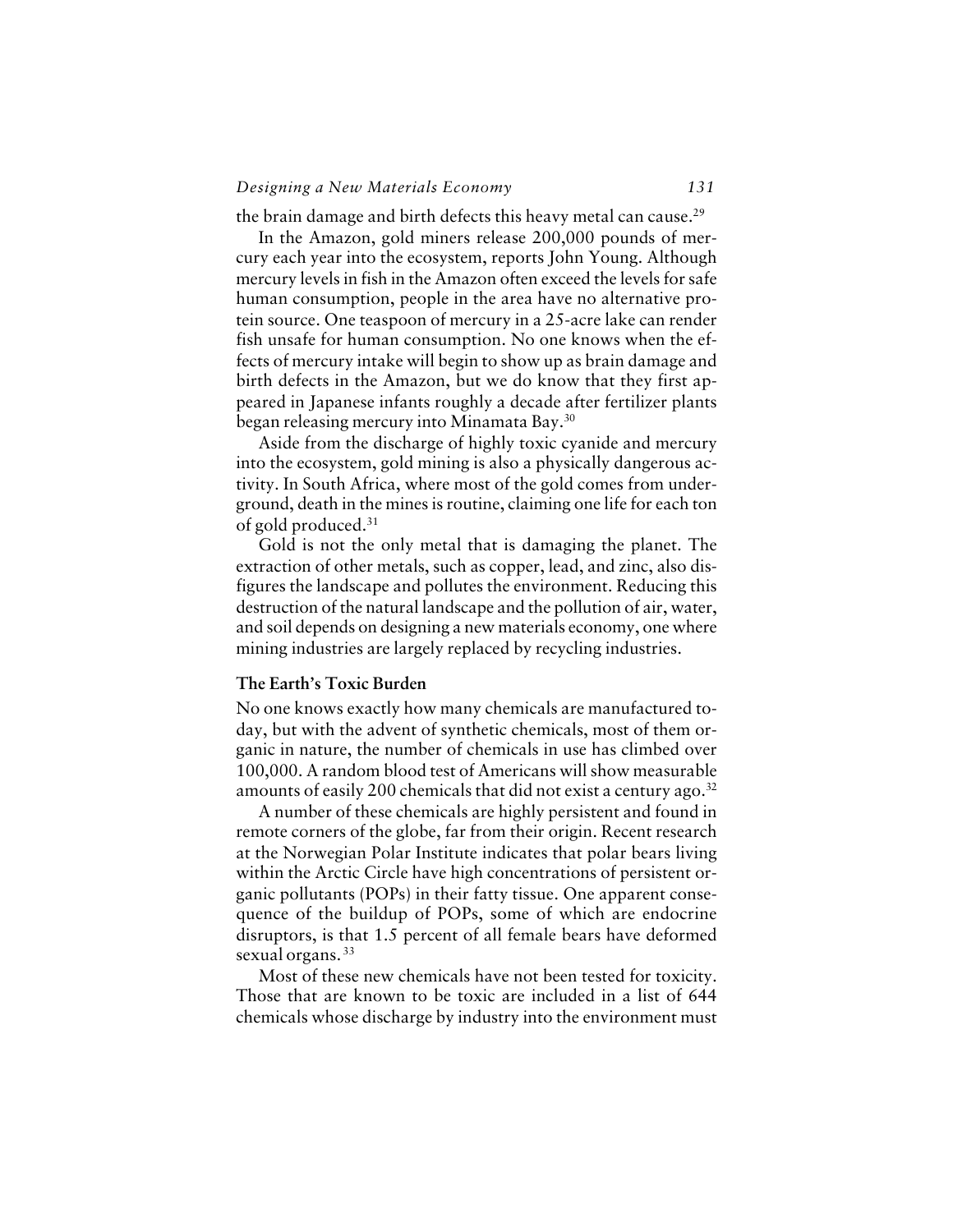the brain damage and birth defects this heavy metal can cause.[29]

In the Amazon, gold miners release 200,000 pounds of mercury each year into the ecosystem, reports John Young. Although mercury levels in fish in the Amazon often exceed the levels for safe human consumption, people in the area have no alternative protein source. One teaspoon of mercury in a 25-acre lake can render fish unsafe for human consumption. No one knows when the effects of mercury intake will begin to show up as brain damage and birth defects in the Amazon, but we do know that they first appeared in Japanese infants roughly a decade after fertilizer plants began releasing mercury into Minamata Bay.[30]

Aside from the discharge of highly toxic cyanide and mercury into the ecosystem, gold mining is also a physically dangerous activity. In South Africa, where most of the gold comes from underground, death in the mines is routine, claiming one life for each ton of gold produced.[31]

Gold is not the only metal that is damaging the planet. The extraction of other metals, such as copper, lead, and zinc, also disfigures the landscape and pollutes the environment. Reducing this destruction of the natural landscape and the pollution of air, water, and soil depends on designing a new materials economy, one where mining industries are largely replaced by recycling industries.

### The Earth's Toxic Burden

No one knows exactly how many chemicals are manufactured today, but with the advent of synthetic chemicals, most of them organic in nature, the number of chemicals in use has climbed over 100,000. A random blood test of Americans will show measurable amounts of easily 200 chemicals that did not exist a century ago.[32]

A number of these chemicals are highly persistent and found in remote corners of the globe, far from their origin. Recent research at the Norwegian Polar Institute indicates that polar bears living within the Arctic Circle have high concentrations of persistent organic pollutants (POPs) in their fatty tissue. One apparent consequence of the buildup of POPs, some of which are endocrine disruptors, is that 1.5 percent of all female bears have deformed sexual organs.[33]

Most of these new chemicals have not been tested for toxicity. Those that are known to be toxic are included in a list of 644 chemicals whose discharge by industry into the environment must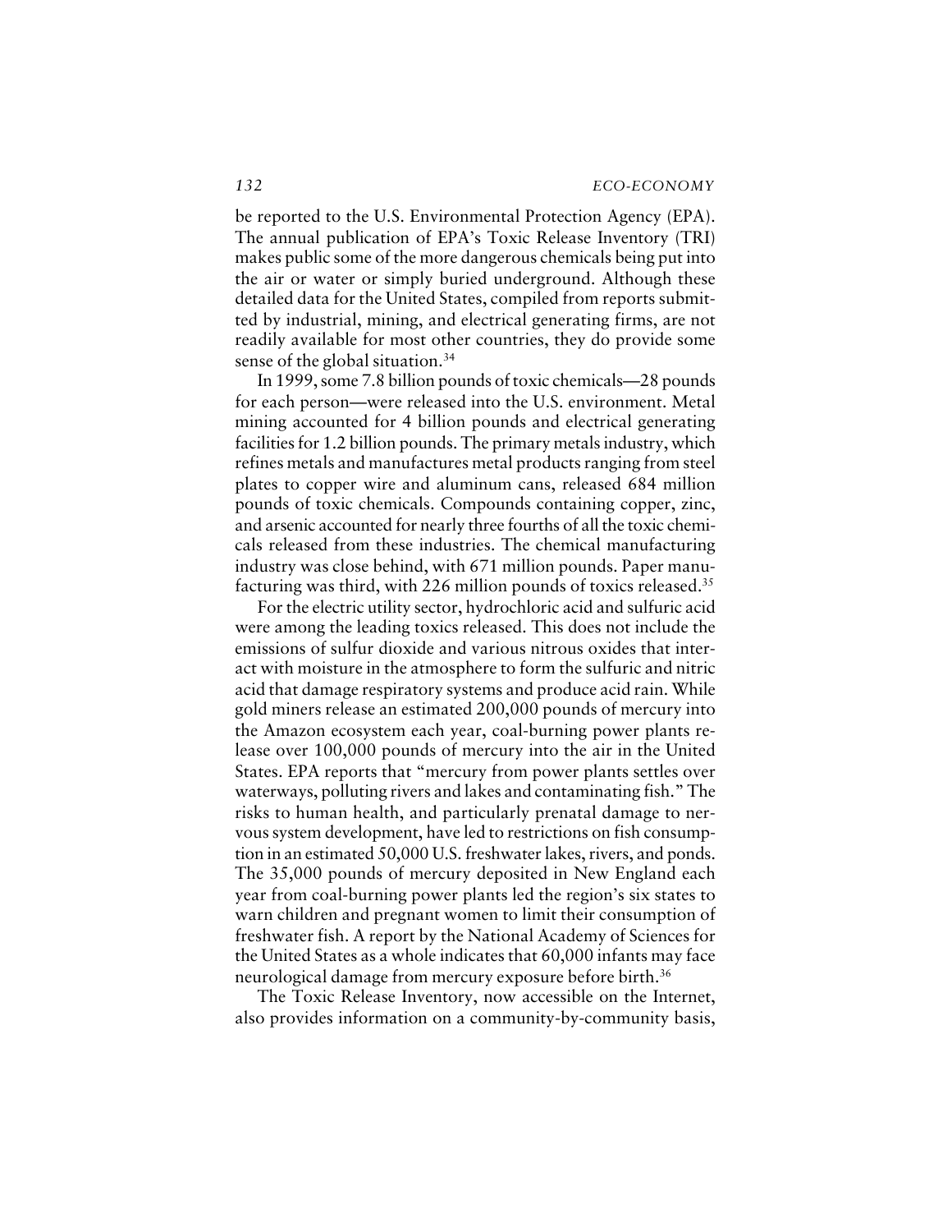be reported to the U.S. Environmental Protection Agency (EPA). The annual publication of EPA's Toxic Release Inventory (TRI) makes public some of the more dangerous chemicals being put into the air or water or simply buried underground. Although these detailed data for the United States, compiled from reports submitted by industrial, mining, and electrical generating firms, are not readily available for most other countries, they do provide some sense of the global situation.[34]

In 1999, some 7.8 billion pounds of toxic chemicals—28 pounds for each person—were released into the U.S. environment. Metal mining accounted for 4 billion pounds and electrical generating facilities for 1.2 billion pounds. The primary metals industry, which refines metals and manufactures metal products ranging from steel plates to copper wire and aluminum cans, released 684 million pounds of toxic chemicals. Compounds containing copper, zinc, and arsenic accounted for nearly three fourths of all the toxic chemicals released from these industries. The chemical manufacturing industry was close behind, with 671 million pounds. Paper manufacturing was third, with 226 million pounds of toxics released.[35]

For the electric utility sector, hydrochloric acid and sulfuric acid were among the leading toxics released. This does not include the emissions of sulfur dioxide and various nitrous oxides that interact with moisture in the atmosphere to form the sulfuric and nitric acid that damage respiratory systems and produce acid rain. While gold miners release an estimated 200,000 pounds of mercury into the Amazon ecosystem each year, coal-burning power plants release over 100,000 pounds of mercury into the air in the United States. EPA reports that "mercury from power plants settles over waterways, polluting rivers and lakes and contaminating fish." The risks to human health, and particularly prenatal damage to nervous system development, have led to restrictions on fish consumption in an estimated 50,000 U.S. freshwater lakes, rivers, and ponds. The 35,000 pounds of mercury deposited in New England each year from coal-burning power plants led the region's six states to warn children and pregnant women to limit their consumption of freshwater fish. A report by the National Academy of Sciences for the United States as a whole indicates that 60,000 infants may face neurological damage from mercury exposure before birth.[36]

The Toxic Release Inventory, now accessible on the Internet, also provides information on a community-by-community basis,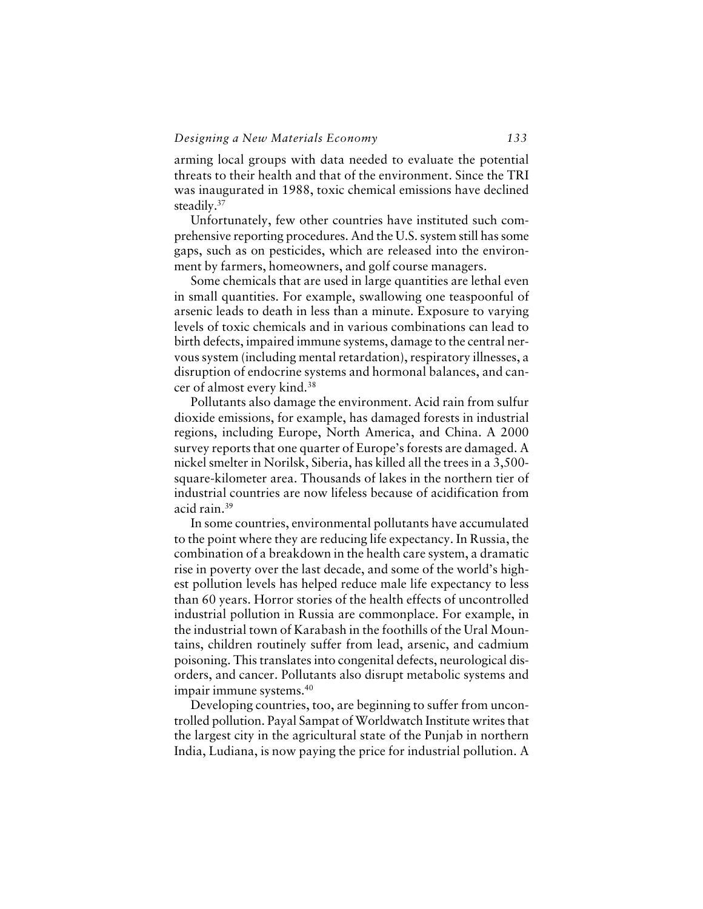arming local groups with data needed to evaluate the potential threats to their health and that of the environment. Since the TRI was inaugurated in 1988, toxic chemical emissions have declined steadily.[37]

Unfortunately, few other countries have instituted such comprehensive reporting procedures. And the U.S. system still has some gaps, such as on pesticides, which are released into the environment by farmers, homeowners, and golf course managers.

Some chemicals that are used in large quantities are lethal even in small quantities. For example, swallowing one teaspoonful of arsenic leads to death in less than a minute. Exposure to varying levels of toxic chemicals and in various combinations can lead to birth defects, impaired immune systems, damage to the central nervous system (including mental retardation), respiratory illnesses, a disruption of endocrine systems and hormonal balances, and cancer of almost every kind.[38]

Pollutants also damage the environment. Acid rain from sulfur dioxide emissions, for example, has damaged forests in industrial regions, including Europe, North America, and China. A 2000 survey reports that one quarter of Europe's forests are damaged. A nickel smelter in Norilsk, Siberia, has killed all the trees in a 3,500-square-kilometer area. Thousands of lakes in the northern tier of industrial countries are now lifeless because of acidification from acid rain.[39]

In some countries, environmental pollutants have accumulated to the point where they are reducing life expectancy. In Russia, the combination of a breakdown in the health care system, a dramatic rise in poverty over the last decade, and some of the world's highest pollution levels has helped reduce male life expectancy to less than 60 years. Horror stories of the health effects of uncontrolled industrial pollution in Russia are commonplace. For example, in the industrial town of Karabash in the foothills of the Ural Mountains, children routinely suffer from lead, arsenic, and cadmium poisoning. This translates into congenital defects, neurological disorders, and cancer. Pollutants also disrupt metabolic systems and impair immune systems.[40]

Developing countries, too, are beginning to suffer from uncontrolled pollution. Payal Sampat of Worldwatch Institute writes that the largest city in the agricultural state of the Punjab in northern India, Ludiana, is now paying the price for industrial pollution. A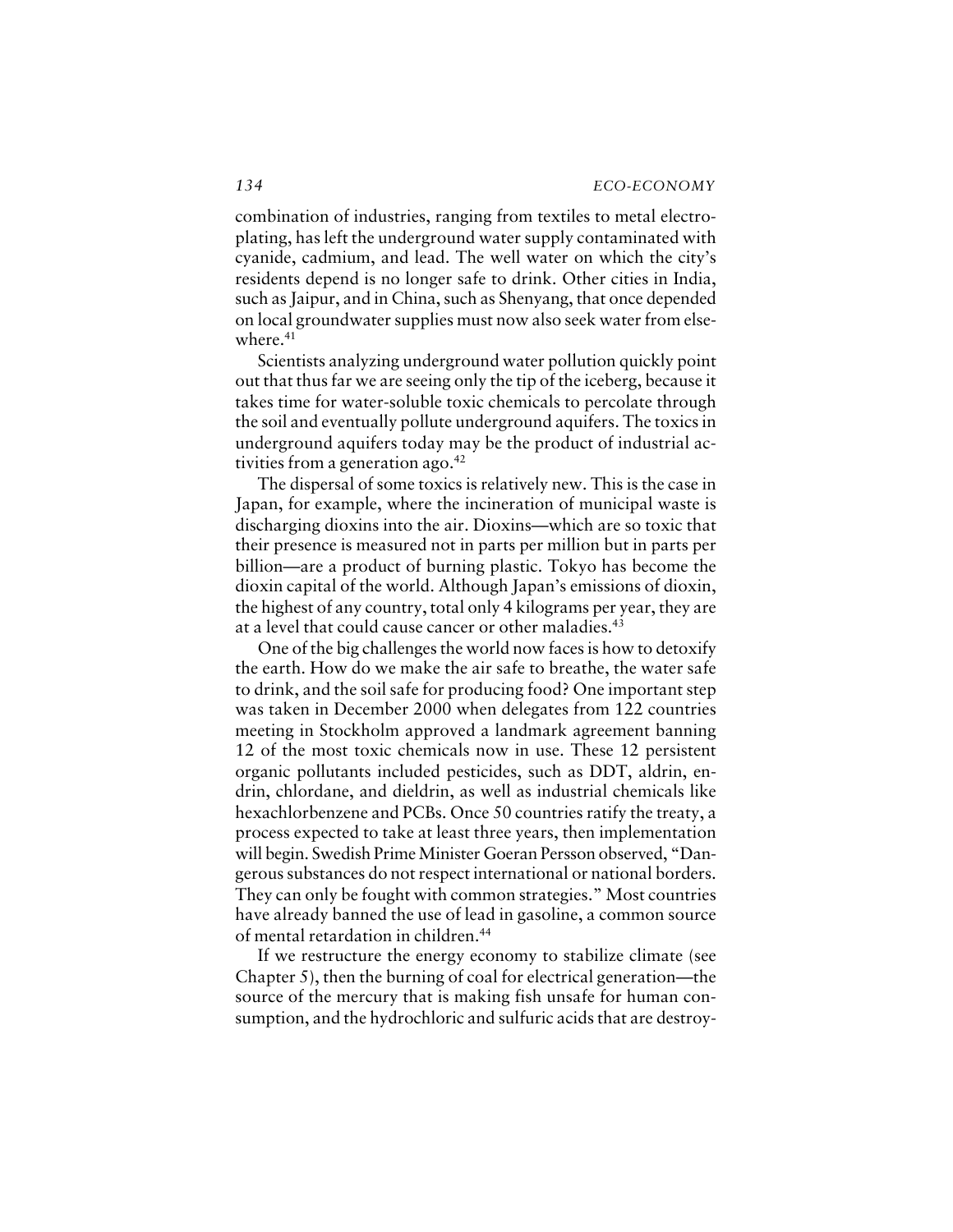combination of industries, ranging from textiles to metal electroplating, has left the underground water supply contaminated with cyanide, cadmium, and lead. The well water on which the city's residents depend is no longer safe to drink. Other cities in India, such as Jaipur, and in China, such as Shenyang, that once depended on local groundwater supplies must now also seek water from elsewhere.[41]

Scientists analyzing underground water pollution quickly point out that thus far we are seeing only the tip of the iceberg, because it takes time for water-soluble toxic chemicals to percolate through the soil and eventually pollute underground aquifers. The toxics in underground aquifers today may be the product of industrial activities from a generation ago.[42]

The dispersal of some toxics is relatively new. This is the case in Japan, for example, where the incineration of municipal waste is discharging dioxins into the air. Dioxins—which are so toxic that their presence is measured not in parts per million but in parts per billion—are a product of burning plastic. Tokyo has become the dioxin capital of the world. Although Japan's emissions of dioxin, the highest of any country, total only 4 kilograms per year, they are at a level that could cause cancer or other maladies.[43]

One of the big challenges the world now faces is how to detoxify the earth. How do we make the air safe to breathe, the water safe to drink, and the soil safe for producing food? One important step was taken in December 2000 when delegates from 122 countries meeting in Stockholm approved a landmark agreement banning 12 of the most toxic chemicals now in use. These 12 persistent organic pollutants included pesticides, such as DDT, aldrin, endrin, chlordane, and dieldrin, as well as industrial chemicals like hexachlorbenzene and PCBs. Once 50 countries ratify the treaty, a process expected to take at least three years, then implementation will begin. Swedish Prime Minister Goeran Persson observed, "Dangerous substances do not respect international or national borders. They can only be fought with common strategies." Most countries have already banned the use of lead in gasoline, a common source of mental retardation in children.[44]

If we restructure the energy economy to stabilize climate (see Chapter 5), then the burning of coal for electrical generation—the source of the mercury that is making fish unsafe for human consumption, and the hydrochloric and sulfuric acids that are destroy-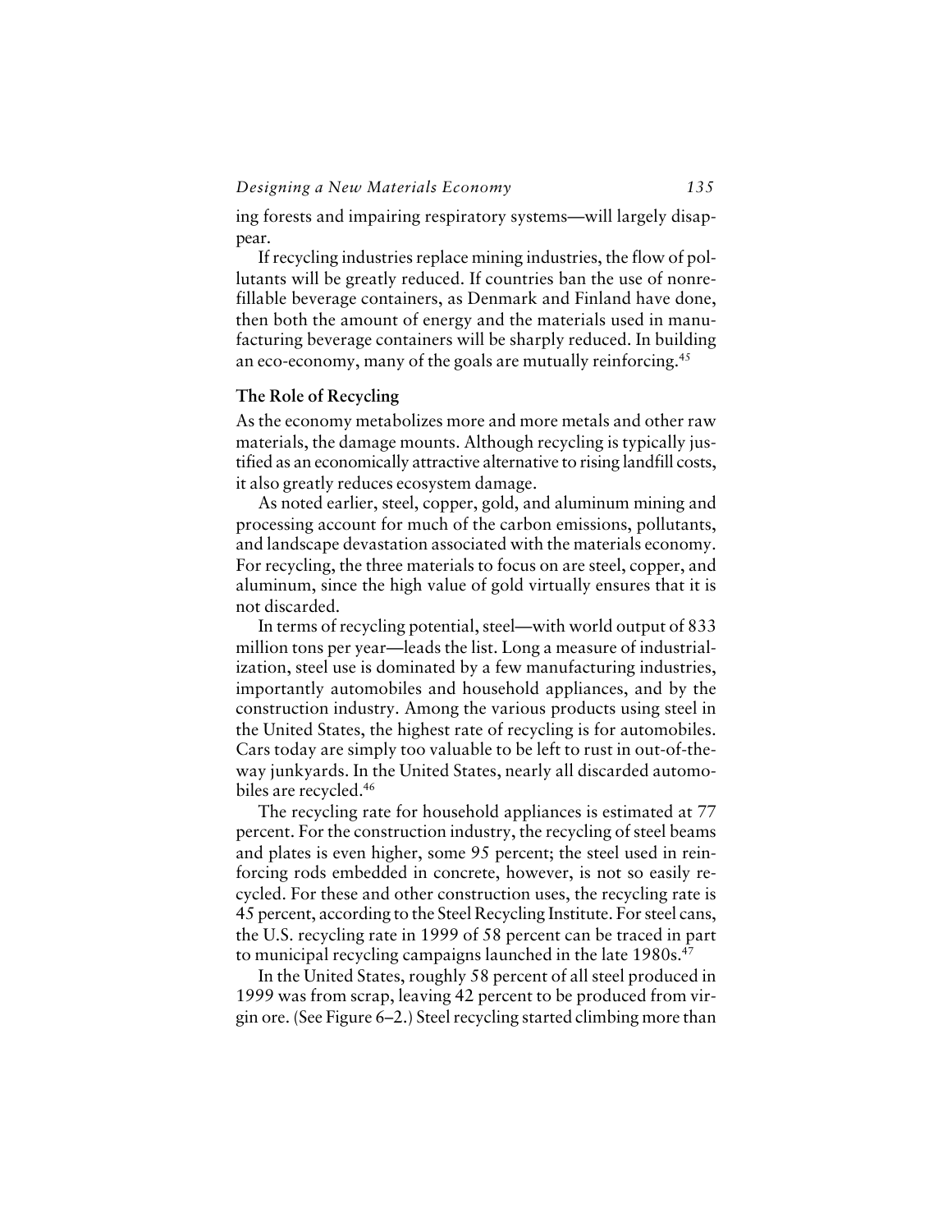ing forests and impairing respiratory systems—will largely disappear.

If recycling industries replace mining industries, the flow of pollutants will be greatly reduced. If countries ban the use of nonrefillable beverage containers, as Denmark and Finland have done, then both the amount of energy and the materials used in manufacturing beverage containers will be sharply reduced. In building an eco-economy, many of the goals are mutually reinforcing.[45]

### The Role of Recycling

As the economy metabolizes more and more metals and other raw materials, the damage mounts. Although recycling is typically justified as an economically attractive alternative to rising landfill costs, it also greatly reduces ecosystem damage.

As noted earlier, steel, copper, gold, and aluminum mining and processing account for much of the carbon emissions, pollutants, and landscape devastation associated with the materials economy. For recycling, the three materials to focus on are steel, copper, and aluminum, since the high value of gold virtually ensures that it is not discarded.

In terms of recycling potential, steel—with world output of 833 million tons per year—leads the list. Long a measure of industrialization, steel use is dominated by a few manufacturing industries, importantly automobiles and household appliances, and by the construction industry. Among the various products using steel in the United States, the highest rate of recycling is for automobiles. Cars today are simply too valuable to be left to rust in out-of-the-way junkyards. In the United States, nearly all discarded automobiles are recycled.[46]

The recycling rate for household appliances is estimated at 77 percent. For the construction industry, the recycling of steel beams and plates is even higher, some 95 percent; the steel used in reinforcing rods embedded in concrete, however, is not so easily recycled. For these and other construction uses, the recycling rate is 45 percent, according to the Steel Recycling Institute. For steel cans, the U.S. recycling rate in 1999 of 58 percent can be traced in part to municipal recycling campaigns launched in the late 1980s.[47]

In the United States, roughly 58 percent of all steel produced in 1999 was from scrap, leaving 42 percent to be produced from virgin ore. (See Figure 6–2.) Steel recycling started climbing more than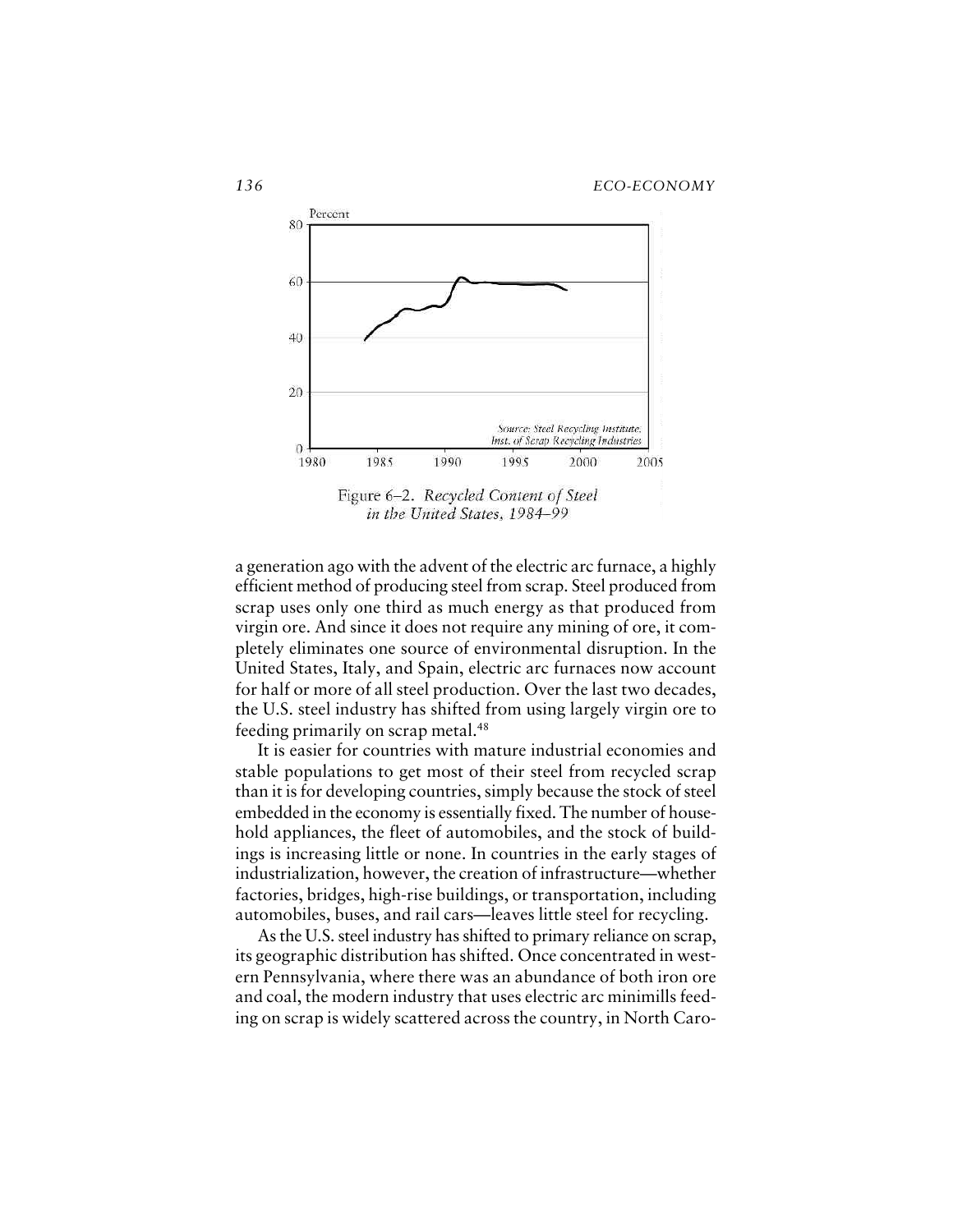Figure 6–2. *Recycled Content of Steel in the United States, 1984–99*

a generation ago with the advent of the electric arc furnace, a highly efficient method of producing steel from scrap. Steel produced from scrap uses only one third as much energy as that produced from virgin ore. And since it does not require any mining of ore, it completely eliminates one source of environmental disruption. In the United States, Italy, and Spain, electric arc furnaces now account for half or more of all steel production. Over the last two decades, the U.S. steel industry has shifted from using largely virgin ore to feeding primarily on scrap metal.[48]

It is easier for countries with mature industrial economies and stable populations to get most of their steel from recycled scrap than it is for developing countries, simply because the stock of steel embedded in the economy is essentially fixed. The number of household appliances, the fleet of automobiles, and the stock of buildings is increasing little or none. In countries in the early stages of industrialization, however, the creation of infrastructure—whether factories, bridges, high-rise buildings, or transportation, including automobiles, buses, and rail cars—leaves little steel for recycling.

As the U.S. steel industry has shifted to primary reliance on scrap, its geographic distribution has shifted. Once concentrated in western Pennsylvania, where there was an abundance of both iron ore and coal, the modern industry that uses electric arc minimills feeding on scrap is widely scattered across the country, in North Caro-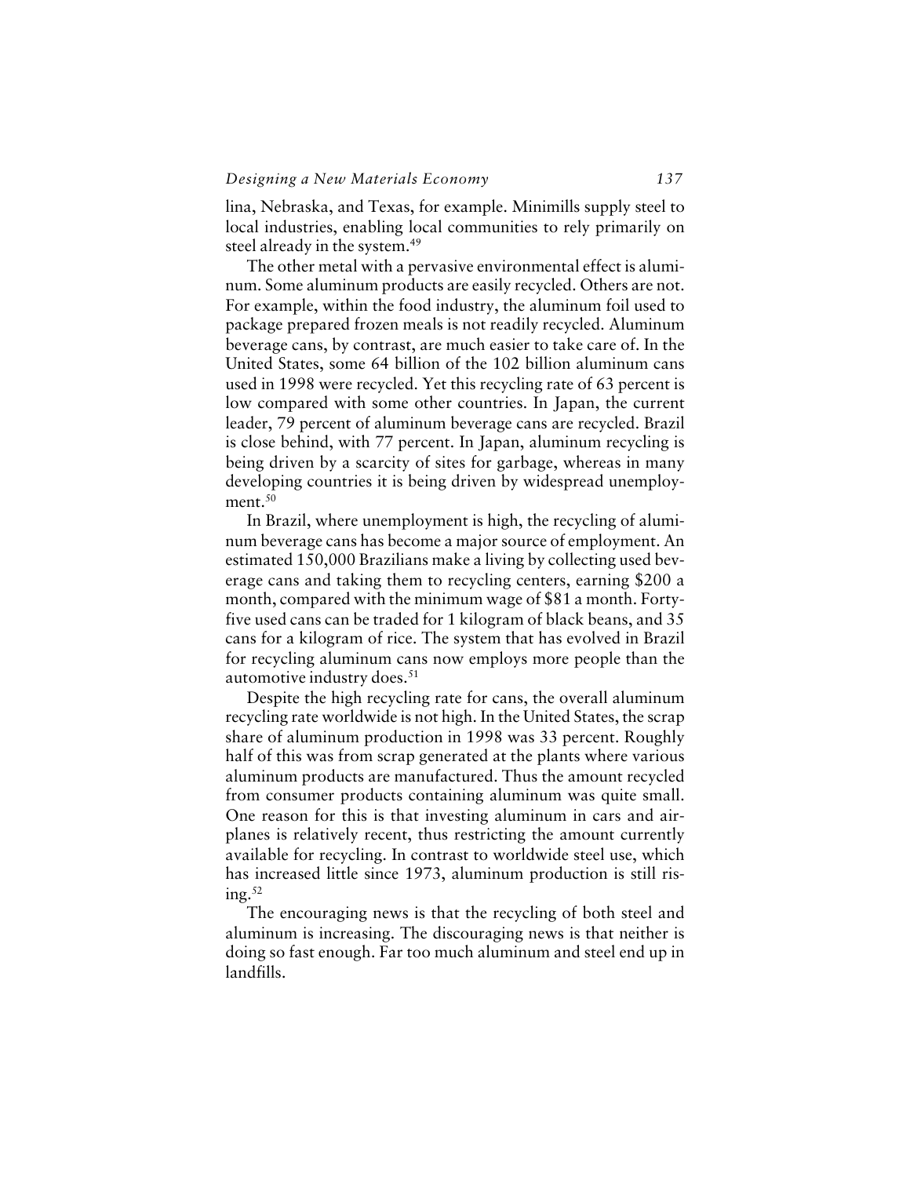lina, Nebraska, and Texas, for example. Minimills supply steel to local industries, enabling local communities to rely primarily on steel already in the system.[49]

The other metal with a pervasive environmental effect is aluminum. Some aluminum products are easily recycled. Others are not. For example, within the food industry, the aluminum foil used to package prepared frozen meals is not readily recycled. Aluminum beverage cans, by contrast, are much easier to take care of. In the United States, some 64 billion of the 102 billion aluminum cans used in 1998 were recycled. Yet this recycling rate of 63 percent is low compared with some other countries. In Japan, the current leader, 79 percent of aluminum beverage cans are recycled. Brazil is close behind, with 77 percent. In Japan, aluminum recycling is being driven by a scarcity of sites for garbage, whereas in many developing countries it is being driven by widespread unemployment.[50]

In Brazil, where unemployment is high, the recycling of aluminum beverage cans has become a major source of employment. An estimated 150,000 Brazilians make a living by collecting used beverage cans and taking them to recycling centers, earning $200 a month, compared with the minimum wage of $81 a month. Forty-five used cans can be traded for 1 kilogram of black beans, and 35 cans for a kilogram of rice. The system that has evolved in Brazil for recycling aluminum cans now employs more people than the automotive industry does.[51]

Despite the high recycling rate for cans, the overall aluminum recycling rate worldwide is not high. In the United States, the scrap share of aluminum production in 1998 was 33 percent. Roughly half of this was from scrap generated at the plants where various aluminum products are manufactured. Thus the amount recycled from consumer products containing aluminum was quite small. One reason for this is that investing aluminum in cars and airplanes is relatively recent, thus restricting the amount currently available for recycling. In contrast to worldwide steel use, which has increased little since 1973, aluminum production is still rising.[52]

The encouraging news is that the recycling of both steel and aluminum is increasing. The discouraging news is that neither is doing so fast enough. Far too much aluminum and steel end up in landfills.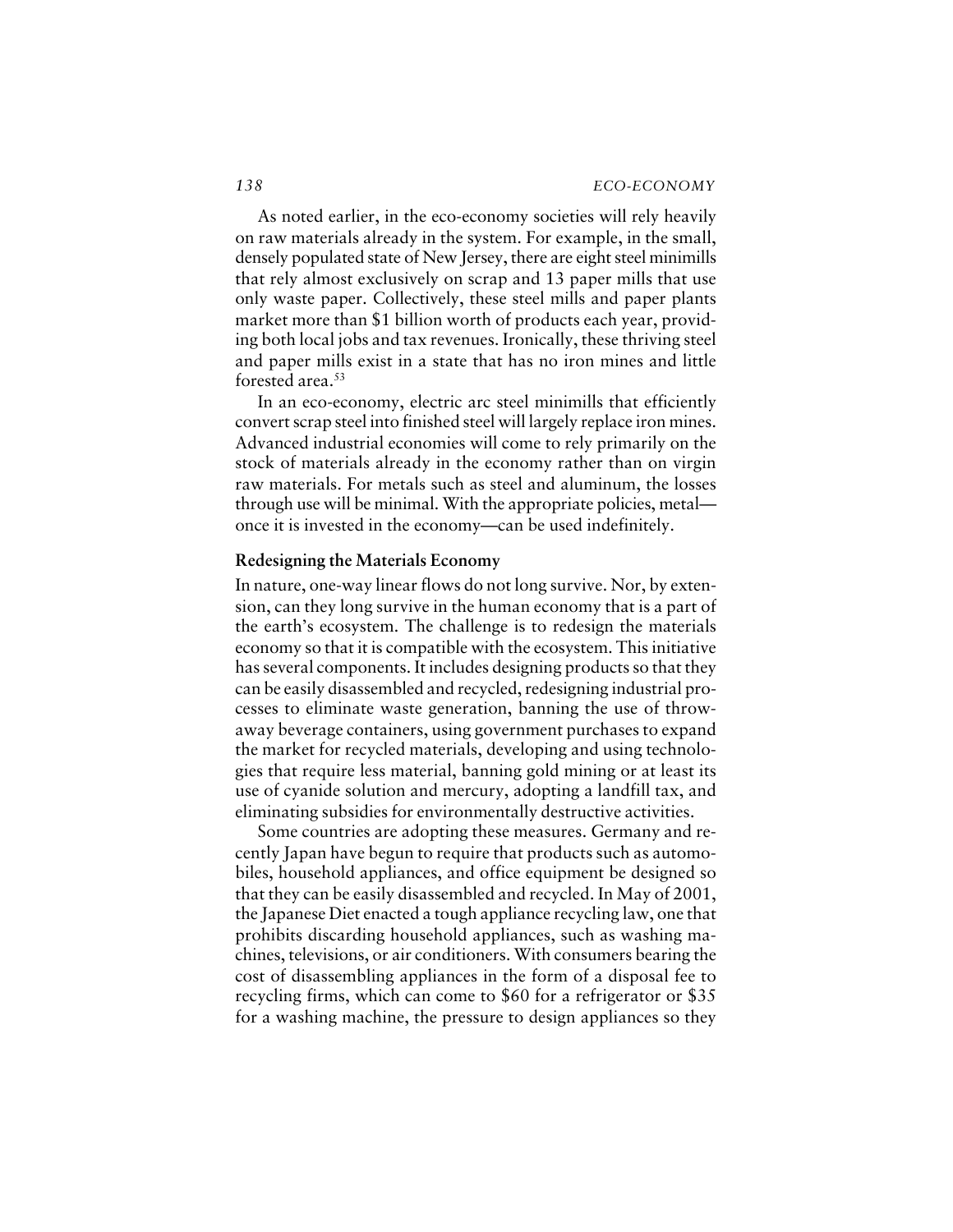As noted earlier, in the eco-economy societies will rely heavily on raw materials already in the system. For example, in the small, densely populated state of New Jersey, there are eight steel minimills that rely almost exclusively on scrap and 13 paper mills that use only waste paper. Collectively, these steel mills and paper plants market more than $1 billion worth of products each year, providing both local jobs and tax revenues. Ironically, these thriving steel and paper mills exist in a state that has no iron mines and little forested area.[53]

In an eco-economy, electric arc steel minimills that efficiently convert scrap steel into finished steel will largely replace iron mines. Advanced industrial economies will come to rely primarily on the stock of materials already in the economy rather than on virgin raw materials. For metals such as steel and aluminum, the losses through use will be minimal. With the appropriate policies, metal—once it is invested in the economy—can be used indefinitely.

### Redesigning the Materials Economy

In nature, one-way linear flows do not long survive. Nor, by extension, can they long survive in the human economy that is a part of the earth's ecosystem. The challenge is to redesign the materials economy so that it is compatible with the ecosystem. This initiative has several components. It includes designing products so that they can be easily disassembled and recycled, redesigning industrial processes to eliminate waste generation, banning the use of throwaway beverage containers, using government purchases to expand the market for recycled materials, developing and using technologies that require less material, banning gold mining or at least its use of cyanide solution and mercury, adopting a landfill tax, and eliminating subsidies for environmentally destructive activities.

Some countries are adopting these measures. Germany and recently Japan have begun to require that products such as automobiles, household appliances, and office equipment be designed so that they can be easily disassembled and recycled. In May of 2001, the Japanese Diet enacted a tough appliance recycling law, one that prohibits discarding household appliances, such as washing machines, televisions, or air conditioners. With consumers bearing the cost of disassembling appliances in the form of a disposal fee to recycling firms, which can come to $60 for a refrigerator or $35 for a washing machine, the pressure to design appliances so they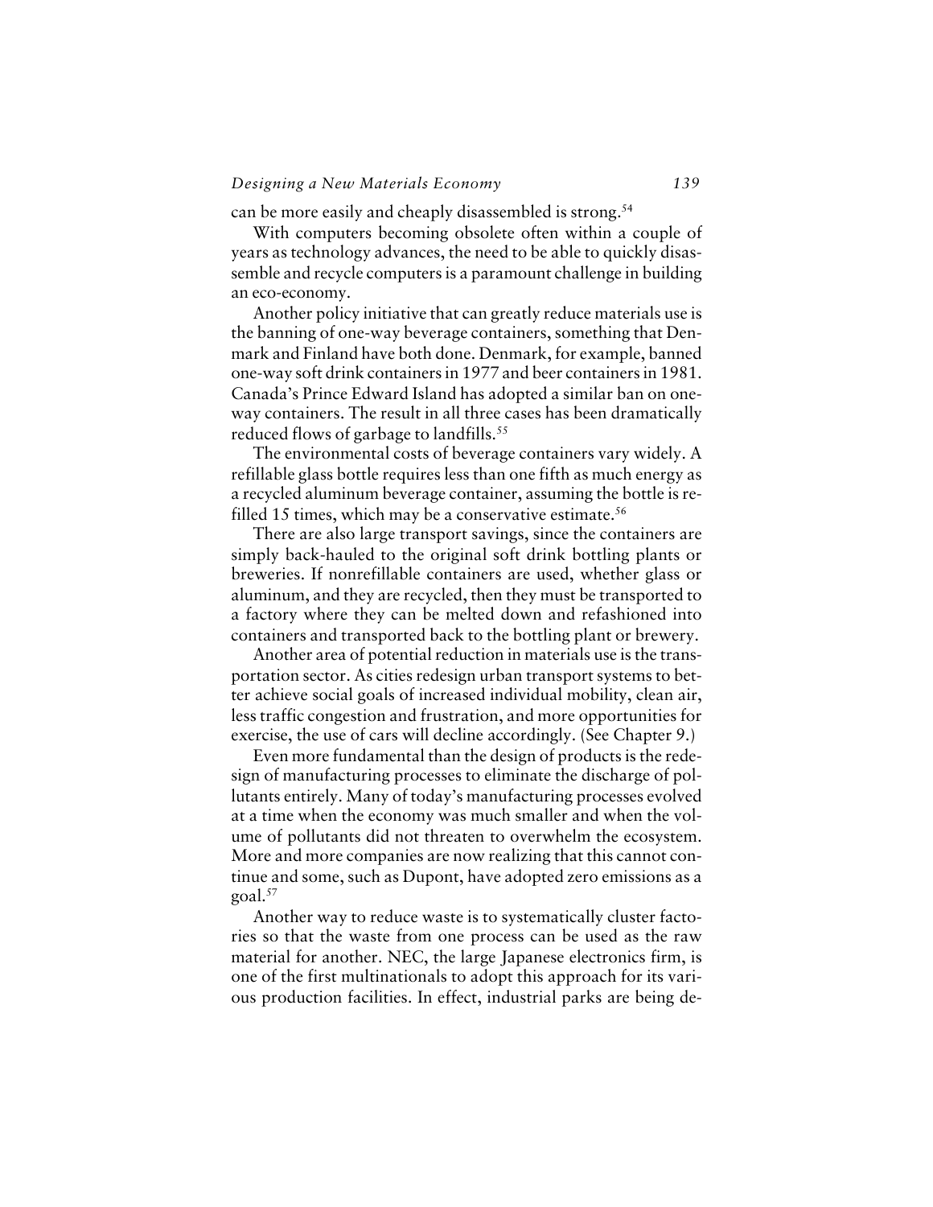can be more easily and cheaply disassembled is strong.[54]

With computers becoming obsolete often within a couple of years as technology advances, the need to be able to quickly disassemble and recycle computers is a paramount challenge in building an eco-economy.

Another policy initiative that can greatly reduce materials use is the banning of one-way beverage containers, something that Denmark and Finland have both done. Denmark, for example, banned one-way soft drink containers in 1977 and beer containers in 1981. Canada's Prince Edward Island has adopted a similar ban on one-way containers. The result in all three cases has been dramatically reduced flows of garbage to landfills.[55]

The environmental costs of beverage containers vary widely. A refillable glass bottle requires less than one fifth as much energy as a recycled aluminum beverage container, assuming the bottle is refilled 15 times, which may be a conservative estimate.[56]

There are also large transport savings, since the containers are simply back-hauled to the original soft drink bottling plants or breweries. If nonrefillable containers are used, whether glass or aluminum, and they are recycled, then they must be transported to a factory where they can be melted down and refashioned into containers and transported back to the bottling plant or brewery.

Another area of potential reduction in materials use is the transportation sector. As cities redesign urban transport systems to better achieve social goals of increased individual mobility, clean air, less traffic congestion and frustration, and more opportunities for exercise, the use of cars will decline accordingly. (See Chapter 9.)

Even more fundamental than the design of products is the redesign of manufacturing processes to eliminate the discharge of pollutants entirely. Many of today's manufacturing processes evolved at a time when the economy was much smaller and when the volume of pollutants did not threaten to overwhelm the ecosystem. More and more companies are now realizing that this cannot continue and some, such as Dupont, have adopted zero emissions as a goal.[57]

Another way to reduce waste is to systematically cluster factories so that the waste from one process can be used as the raw material for another. NEC, the large Japanese electronics firm, is one of the first multinationals to adopt this approach for its various production facilities. In effect, industrial parks are being de-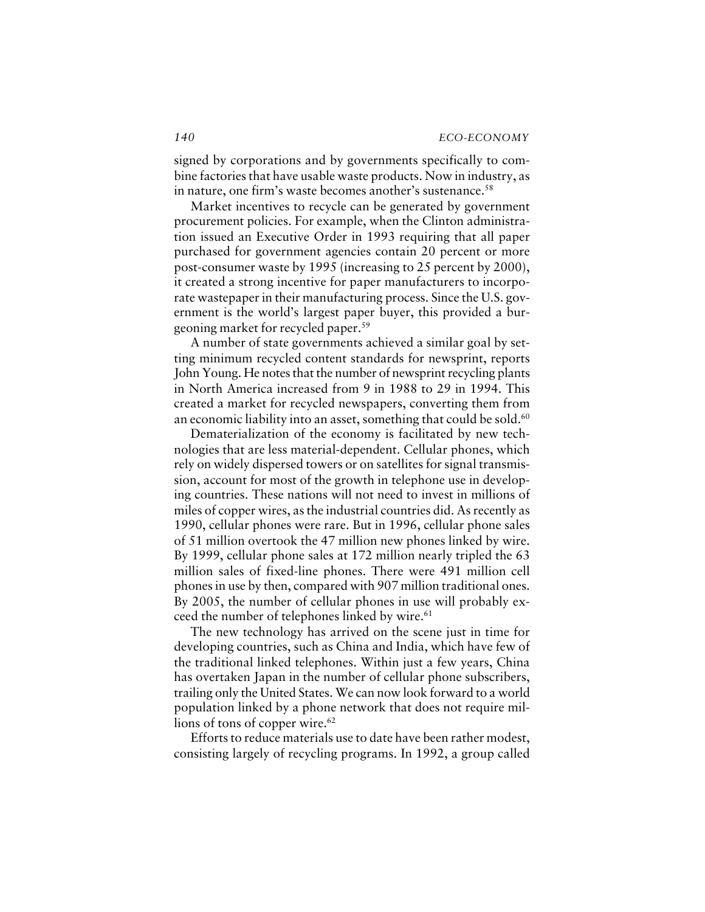signed by corporations and by governments specifically to combine factories that have usable waste products. Now in industry, as in nature, one firm's waste becomes another's sustenance.[58]

Market incentives to recycle can be generated by government procurement policies. For example, when the Clinton administration issued an Executive Order in 1993 requiring that all paper purchased for government agencies contain 20 percent or more post-consumer waste by 1995 (increasing to 25 percent by 2000), it created a strong incentive for paper manufacturers to incorporate wastepaper in their manufacturing process. Since the U.S. government is the world's largest paper buyer, this provided a burgeoning market for recycled paper.[59]

A number of state governments achieved a similar goal by setting minimum recycled content standards for newsprint, reports John Young. He notes that the number of newsprint recycling plants in North America increased from 9 in 1988 to 29 in 1994. This created a market for recycled newspapers, converting them from an economic liability into an asset, something that could be sold.[60]

Dematerialization of the economy is facilitated by new technologies that are less material-dependent. Cellular phones, which rely on widely dispersed towers or on satellites for signal transmission, account for most of the growth in telephone use in developing countries. These nations will not need to invest in millions of miles of copper wires, as the industrial countries did. As recently as 1990, cellular phones were rare. But in 1996, cellular phone sales of 51 million overtook the 47 million new phones linked by wire. By 1999, cellular phone sales at 172 million nearly tripled the 63 million sales of fixed-line phones. There were 491 million cell phones in use by then, compared with 907 million traditional ones. By 2005, the number of cellular phones in use will probably exceed the number of telephones linked by wire.[61]

The new technology has arrived on the scene just in time for developing countries, such as China and India, which have few of the traditional linked telephones. Within just a few years, China has overtaken Japan in the number of cellular phone subscribers, trailing only the United States. We can now look forward to a world population linked by a phone network that does not require millions of tons of copper wire.[62]

Efforts to reduce materials use to date have been rather modest, consisting largely of recycling programs. In 1992, a group called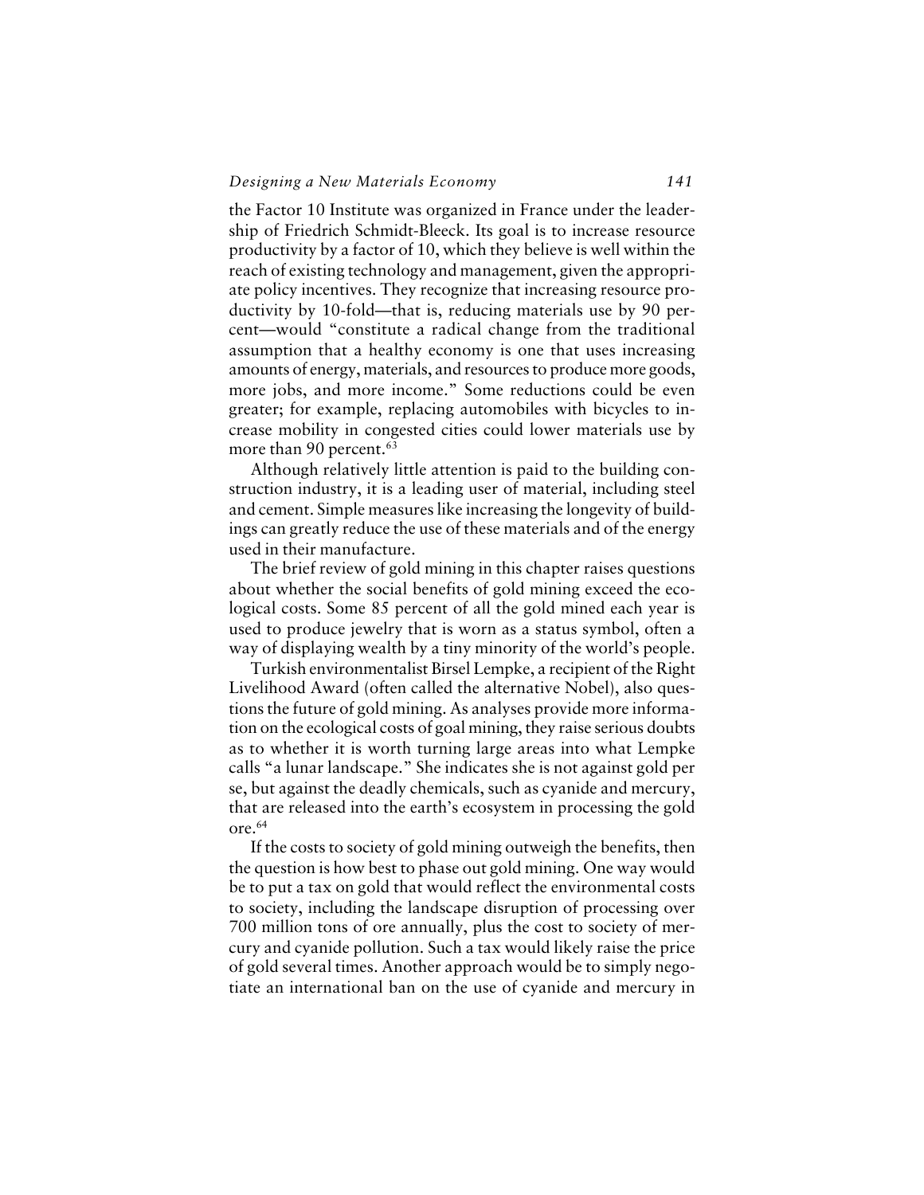the Factor 10 Institute was organized in France under the leadership of Friedrich Schmidt-Bleeck. Its goal is to increase resource productivity by a factor of 10, which they believe is well within the reach of existing technology and management, given the appropriate policy incentives. They recognize that increasing resource productivity by 10-fold—that is, reducing materials use by 90 percent—would "constitute a radical change from the traditional assumption that a healthy economy is one that uses increasing amounts of energy, materials, and resources to produce more goods, more jobs, and more income." Some reductions could be even greater; for example, replacing automobiles with bicycles to increase mobility in congested cities could lower materials use by more than 90 percent.[63]

Although relatively little attention is paid to the building construction industry, it is a leading user of material, including steel and cement. Simple measures like increasing the longevity of buildings can greatly reduce the use of these materials and of the energy used in their manufacture.

The brief review of gold mining in this chapter raises questions about whether the social benefits of gold mining exceed the ecological costs. Some 85 percent of all the gold mined each year is used to produce jewelry that is worn as a status symbol, often a way of displaying wealth by a tiny minority of the world's people.

Turkish environmentalist Birsel Lempke, a recipient of the Right Livelihood Award (often called the alternative Nobel), also questions the future of gold mining. As analyses provide more information on the ecological costs of goal mining, they raise serious doubts as to whether it is worth turning large areas into what Lempke calls "a lunar landscape." She indicates she is not against gold per se, but against the deadly chemicals, such as cyanide and mercury, that are released into the earth's ecosystem in processing the gold ore.[64]

If the costs to society of gold mining outweigh the benefits, then the question is how best to phase out gold mining. One way would be to put a tax on gold that would reflect the environmental costs to society, including the landscape disruption of processing over 700 million tons of ore annually, plus the cost to society of mercury and cyanide pollution. Such a tax would likely raise the price of gold several times. Another approach would be to simply negotiate an international ban on the use of cyanide and mercury in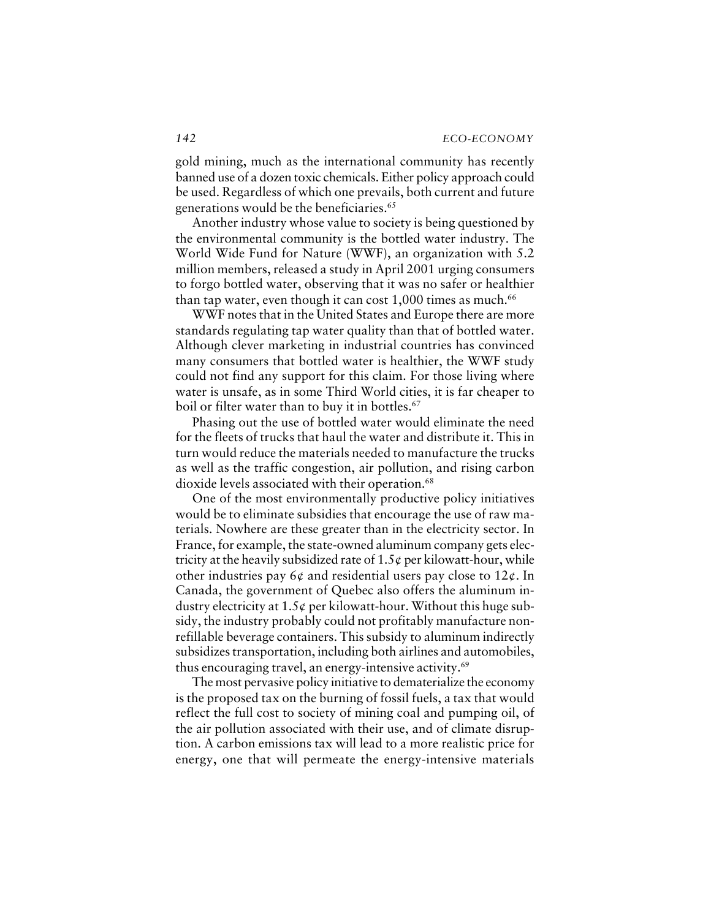gold mining, much as the international community has recently banned use of a dozen toxic chemicals. Either policy approach could be used. Regardless of which one prevails, both current and future generations would be the beneficiaries.[65]

Another industry whose value to society is being questioned by the environmental community is the bottled water industry. The World Wide Fund for Nature (WWF), an organization with 5.2 million members, released a study in April 2001 urging consumers to forgo bottled water, observing that it was no safer or healthier than tap water, even though it can cost 1,000 times as much.[66]

WWF notes that in the United States and Europe there are more standards regulating tap water quality than that of bottled water. Although clever marketing in industrial countries has convinced many consumers that bottled water is healthier, the WWF study could not find any support for this claim. For those living where water is unsafe, as in some Third World cities, it is far cheaper to boil or filter water than to buy it in bottles.[67]

Phasing out the use of bottled water would eliminate the need for the fleets of trucks that haul the water and distribute it. This in turn would reduce the materials needed to manufacture the trucks as well as the traffic congestion, air pollution, and rising carbon dioxide levels associated with their operation.[68]

One of the most environmentally productive policy initiatives would be to eliminate subsidies that encourage the use of raw materials. Nowhere are these greater than in the electricity sector. In France, for example, the state-owned aluminum company gets electricity at the heavily subsidized rate of 1.5¢ per kilowatt-hour, while other industries pay 6¢ and residential users pay close to 12¢. In Canada, the government of Quebec also offers the aluminum industry electricity at 1.5¢ per kilowatt-hour. Without this huge subsidy, the industry probably could not profitably manufacture nonrefillable beverage containers. This subsidy to aluminum indirectly subsidizes transportation, including both airlines and automobiles, thus encouraging travel, an energy-intensive activity.[69]

The most pervasive policy initiative to dematerialize the economy is the proposed tax on the burning of fossil fuels, a tax that would reflect the full cost to society of mining coal and pumping oil, of the air pollution associated with their use, and of climate disruption. A carbon emissions tax will lead to a more realistic price for energy, one that will permeate the energy-intensive materials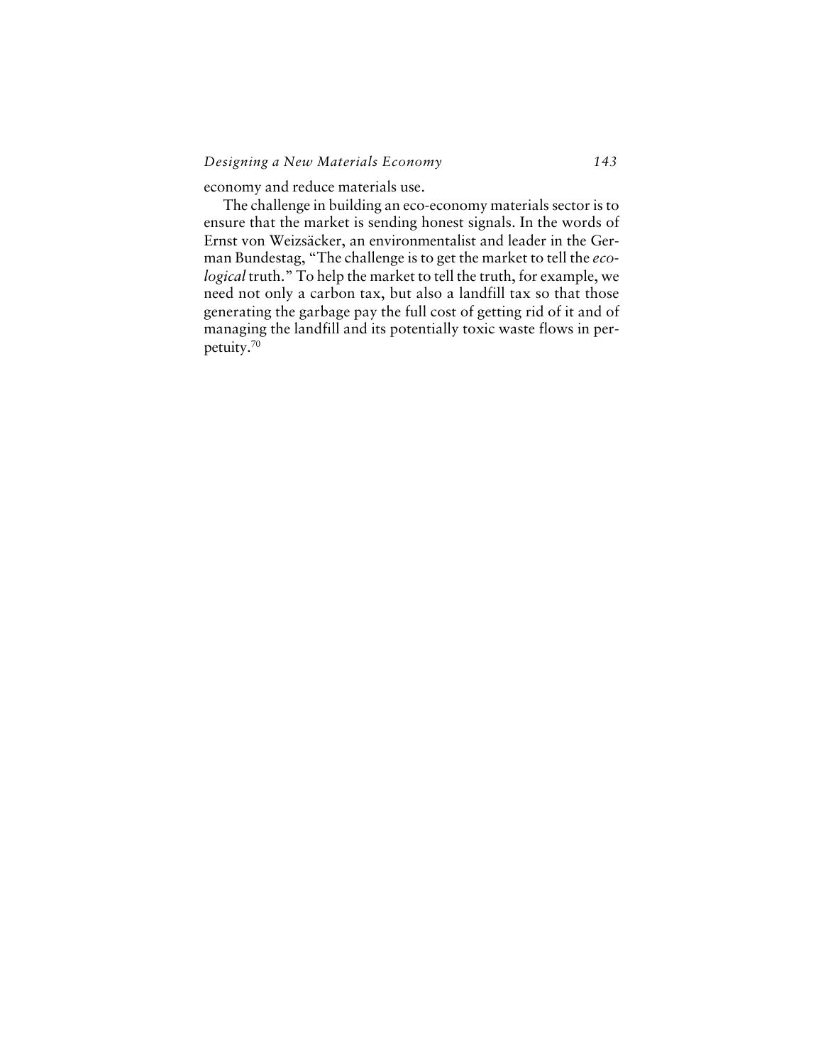economy and reduce materials use.

The challenge in building an eco-economy materials sector is to ensure that the market is sending honest signals. In the words of Ernst von Weizsäcker, an environmentalist and leader in the German Bundestag, "The challenge is to get the market to tell the *ecological* truth." To help the market to tell the truth, for example, we need not only a carbon tax, but also a landfill tax so that those generating the garbage pay the full cost of getting rid of it and of managing the landfill and its potentially toxic waste flows in perpetuity.[70]